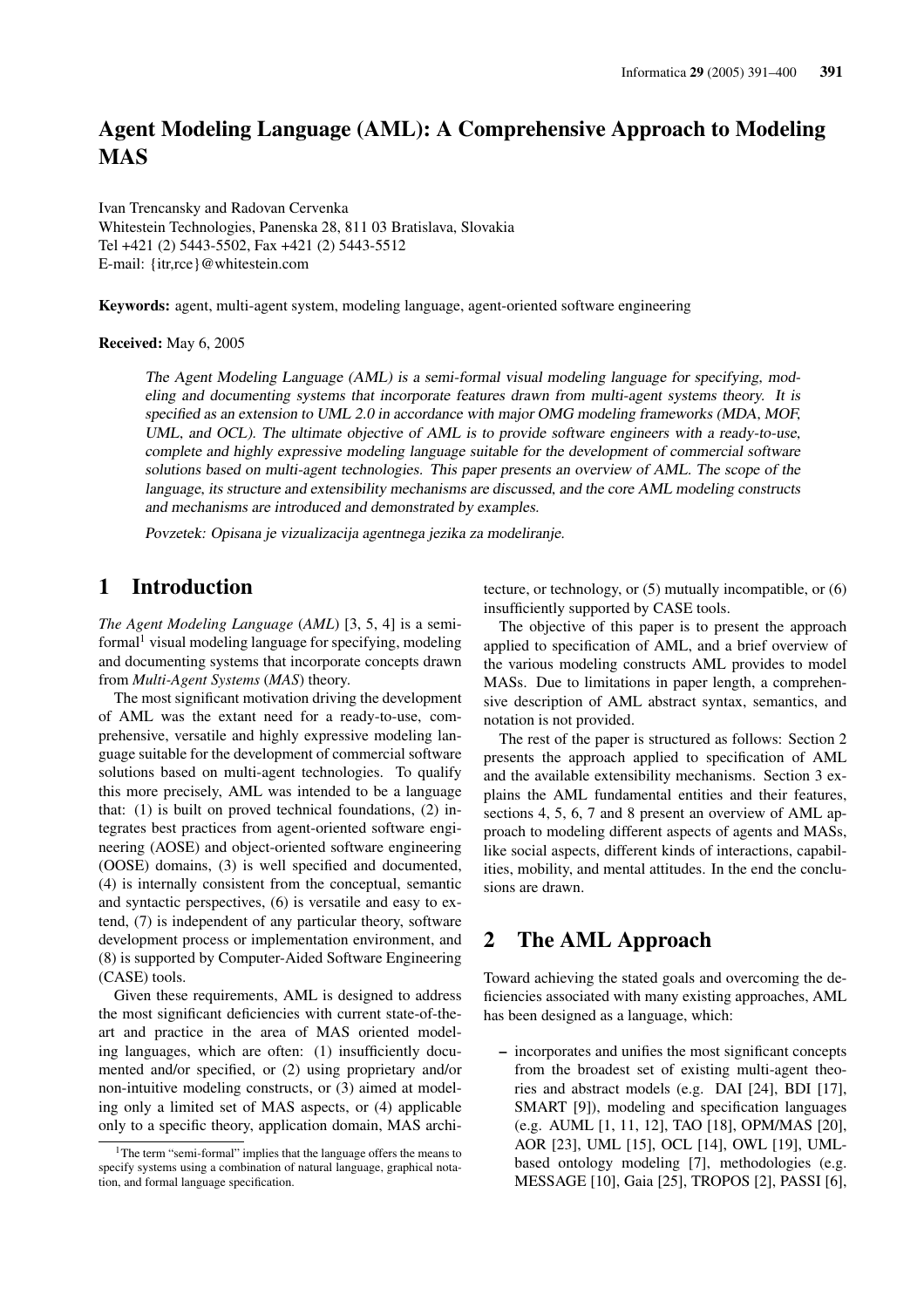# Agent Modeling Language (AML): A Comprehensive Approach to Modeling MAS

Ivan Trencansky and Radovan Cervenka
Whitestein Technologies, Panenska 28, 811 03 Bratislava, Slovakia
Tel +421 (2) 5443-5502, Fax +421 (2) 5443-5512
E-mail: {itr,rce}@whitestein.com

**Keywords:** agent, multi-agent system, modeling language, agent-oriented software engineering

**Received:** May 6, 2005

*The Agent Modeling Language (AML) is a semi-formal visual modeling language for specifying, modeling and documenting systems that incorporate features drawn from multi-agent systems theory. It is specified as an extension to UML 2.0 in accordance with major OMG modeling frameworks (MDA, MOF, UML, and OCL). The ultimate objective of AML is to provide software engineers with a ready-to-use, complete and highly expressive modeling language suitable for the development of commercial software solutions based on multi-agent technologies. This paper presents an overview of AML. The scope of the language, its structure and extensibility mechanisms are discussed, and the core AML modeling constructs and mechanisms are introduced and demonstrated by examples.*

*Povzetek: Opisana je vizualizacija agentnega jezika za modeliranje.*

## 1 Introduction

*The Agent Modeling Language* (*AML*) [3, 5, 4] is a semi-formal[1] visual modeling language for specifying, modeling and documenting systems that incorporate concepts drawn from *Multi-Agent Systems* (*MAS*) theory.

The most significant motivation driving the development of AML was the extant need for a ready-to-use, comprehensive, versatile and highly expressive modeling language suitable for the development of commercial software solutions based on multi-agent technologies. To qualify this more precisely, AML was intended to be a language that: (1) is built on proved technical foundations, (2) integrates best practices from agent-oriented software engineering (AOSE) and object-oriented software engineering (OOSE) domains, (3) is well specified and documented, (4) is internally consistent from the conceptual, semantic and syntactic perspectives, (6) is versatile and easy to extend, (7) is independent of any particular theory, software development process or implementation environment, and (8) is supported by Computer-Aided Software Engineering (CASE) tools.

Given these requirements, AML is designed to address the most significant deficiencies with current state-of-the-art and practice in the area of MAS oriented modeling languages, which are often: (1) insufficiently documented and/or specified, or (2) using proprietary and/or non-intuitive modeling constructs, or (3) aimed at modeling only a limited set of MAS aspects, or (4) applicable only to a specific theory, application domain, MAS architecture, or technology, or (5) mutually incompatible, or (6) insufficiently supported by CASE tools.

The objective of this paper is to present the approach applied to specification of AML, and a brief overview of the various modeling constructs AML provides to model MASs. Due to limitations in paper length, a comprehensive description of AML abstract syntax, semantics, and notation is not provided.

The rest of the paper is structured as follows: Section 2 presents the approach applied to specification of AML and the available extensibility mechanisms. Section 3 explains the AML fundamental entities and their features, sections 4, 5, 6, 7 and 8 present an overview of AML approach to modeling different aspects of agents and MASs, like social aspects, different kinds of interactions, capabilities, mobility, and mental attitudes. In the end the conclusions are drawn.

## 2 The AML Approach

Toward achieving the stated goals and overcoming the deficiencies associated with many existing approaches, AML has been designed as a language, which:

- incorporates and unifies the most significant concepts from the broadest set of existing multi-agent theories and abstract models (e.g. DAI [24], BDI [17], SMART [9]), modeling and specification languages (e.g. AUML [1, 11, 12], TAO [18], OPM/MAS [20], AOR [23], UML [15], OCL [14], OWL [19], UML-based ontology modeling [7], methodologies (e.g. MESSAGE [10], Gaia [25], TROPOS [2], PASSI [6],

[1]The term "semi-formal" implies that the language offers the means to specify systems using a combination of natural language, graphical notation, and formal language specification.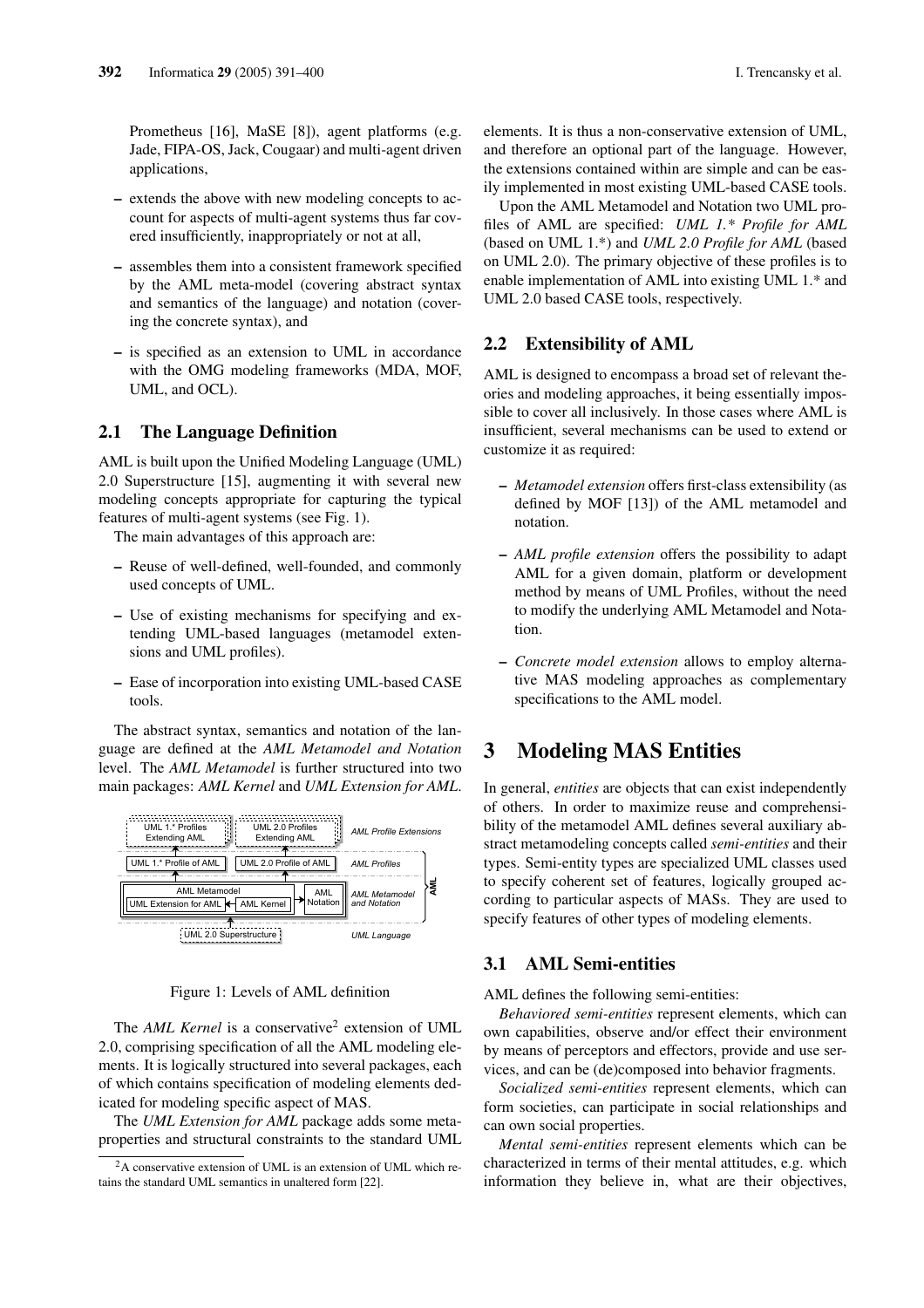Prometheus [16], MaSE [8]), agent platforms (e.g. Jade, FIPA-OS, Jack, Cougaar) and multi-agent driven applications,

- extends the above with new modeling concepts to account for aspects of multi-agent systems thus far covered insufficiently, inappropriately or not at all,
- assembles them into a consistent framework specified by the AML meta-model (covering abstract syntax and semantics of the language) and notation (covering the concrete syntax), and
- is specified as an extension to UML in accordance with the OMG modeling frameworks (MDA, MOF, UML, and OCL).

## 2.1 The Language Definition

AML is built upon the Unified Modeling Language (UML) 2.0 Superstructure [15], augmenting it with several new modeling concepts appropriate for capturing the typical features of multi-agent systems (see Fig. 1).

The main advantages of this approach are:

- Reuse of well-defined, well-founded, and commonly used concepts of UML.
- Use of existing mechanisms for specifying and extending UML-based languages (metamodel extensions and UML profiles).
- Ease of incorporation into existing UML-based CASE tools.

The abstract syntax, semantics and notation of the language are defined at the *AML Metamodel and Notation* level. The *AML Metamodel* is further structured into two main packages: *AML Kernel* and *UML Extension for AML*.

Figure 1: Levels of AML definition

The *AML Kernel* is a conservative[2] extension of UML 2.0, comprising specification of all the AML modeling elements. It is logically structured into several packages, each of which contains specification of modeling elements dedicated for modeling specific aspect of MAS.

The *UML Extension for AML* package adds some meta-properties and structural constraints to the standard UML elements. It is thus a non-conservative extension of UML, and therefore an optional part of the language. However, the extensions contained within are simple and can be easily implemented in most existing UML-based CASE tools.

Upon the AML Metamodel and Notation two UML profiles of AML are specified: *UML 1.\* Profile for AML* (based on UML 1.\*) and *UML 2.0 Profile for AML* (based on UML 2.0). The primary objective of these profiles is to enable implementation of AML into existing UML 1.\* and UML 2.0 based CASE tools, respectively.

## 2.2 Extensibility of AML

AML is designed to encompass a broad set of relevant theories and modeling approaches, it being essentially impossible to cover all inclusively. In those cases where AML is insufficient, several mechanisms can be used to extend or customize it as required:

- *Metamodel extension* offers first-class extensibility (as defined by MOF [13]) of the AML metamodel and notation.
- *AML profile extension* offers the possibility to adapt AML for a given domain, platform or development method by means of UML Profiles, without the need to modify the underlying AML Metamodel and Notation.
- *Concrete model extension* allows to employ alternative MAS modeling approaches as complementary specifications to the AML model.

# 3 Modeling MAS Entities

In general, *entities* are objects that can exist independently of others. In order to maximize reuse and comprehensibility of the metamodel AML defines several auxiliary abstract metamodeling concepts called *semi-entities* and their types. Semi-entity types are specialized UML classes used to specify coherent set of features, logically grouped according to particular aspects of MASs. They are used to specify features of other types of modeling elements.

## 3.1 AML Semi-entities

AML defines the following semi-entities:

*Behaviored semi-entities* represent elements, which can own capabilities, observe and/or effect their environment by means of perceptors and effectors, provide and use services, and can be (de)composed into behavior fragments.

*Socialized semi-entities* represent elements, which can form societies, can participate in social relationships and can own social properties.

*Mental semi-entities* represent elements which can be characterized in terms of their mental attitudes, e.g. which information they believe in, what are their objectives,

[2] A conservative extension of UML is an extension of UML which retains the standard UML semantics in unaltered form [22].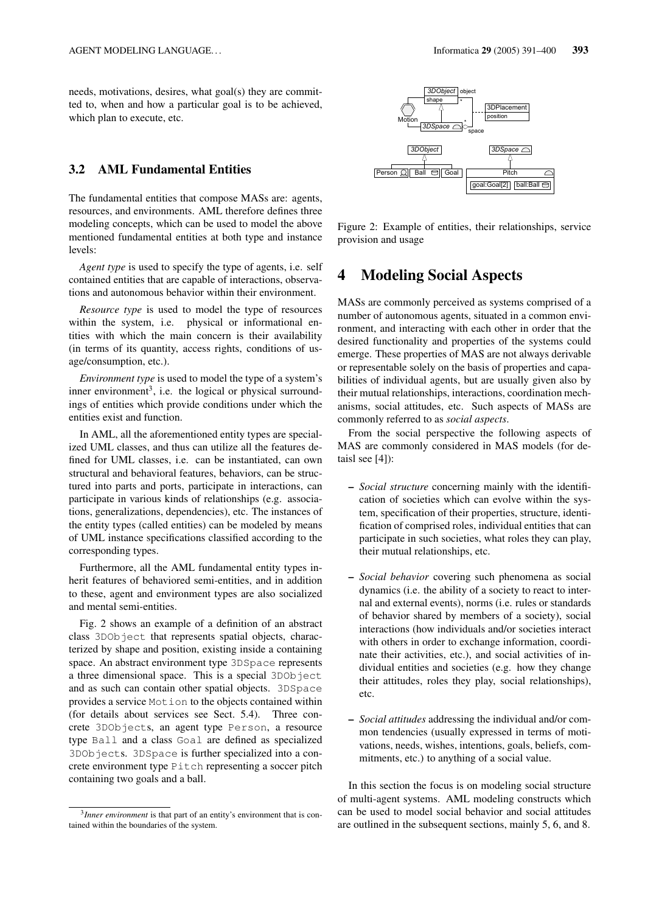needs, motivations, desires, what goal(s) they are committed to, when and how a particular goal is to be achieved, which plan to execute, etc.

### 3.2 AML Fundamental Entities

The fundamental entities that compose MASs are: agents, resources, and environments. AML therefore defines three modeling concepts, which can be used to model the above mentioned fundamental entities at both type and instance levels:

*Agent type* is used to specify the type of agents, i.e. self contained entities that are capable of interactions, observations and autonomous behavior within their environment.

*Resource type* is used to model the type of resources within the system, i.e. physical or informational entities with which the main concern is their availability (in terms of its quantity, access rights, conditions of usage/consumption, etc.).

*Environment type* is used to model the type of a system's inner environment[3], i.e. the logical or physical surroundings of entities which provide conditions under which the entities exist and function.

In AML, all the aforementioned entity types are specialized UML classes, and thus can utilize all the features defined for UML classes, i.e. can be instantiated, can own structural and behavioral features, behaviors, can be structured into parts and ports, participate in interactions, can participate in various kinds of relationships (e.g. associations, generalizations, dependencies), etc. The instances of the entity types (called entities) can be modeled by means of UML instance specifications classified according to the corresponding types.

Furthermore, all the AML fundamental entity types inherit features of behaviored semi-entities, and in addition to these, agent and environment types are also socialized and mental semi-entities.

Fig. 2 shows an example of a definition of an abstract class 3DObject that represents spatial objects, characterized by shape and position, existing inside a containing space. An abstract environment type 3DSpace represents a three dimensional space. This is a special 3DObject and as such can contain other spatial objects. 3DSpace provides a service Motion to the objects contained within (for details about services see Sect. 5.4). Three concrete 3DObjects, an agent type Person, a resource type Ball and a class Goal are defined as specialized 3DObjects. 3DSpace is further specialized into a concrete environment type Pitch representing a soccer pitch containing two goals and a ball.

[3] *Inner environment* is that part of an entity's environment that is contained within the boundaries of the system.

3DObject
shape
object
*
3DPlacement
position
Motion
3DSpace
*
space
3DObject
3DSpace
Person
Ball
Goal
Pitch
goal:Goal[2]
ball:Ball

Figure 2: Example of entities, their relationships, service provision and usage

# 4 Modeling Social Aspects

MASs are commonly perceived as systems comprised of a number of autonomous agents, situated in a common environment, and interacting with each other in order that the desired functionality and properties of the systems could emerge. These properties of MAS are not always derivable or representable solely on the basis of properties and capabilities of individual agents, but are usually given also by their mutual relationships, interactions, coordination mechanisms, social attitudes, etc. Such aspects of MASs are commonly referred to as *social aspects*.

From the social perspective the following aspects of MAS are commonly considered in MAS models (for detaisl see [4]):

- *Social structure* concerning mainly with the identification of societies which can evolve within the system, specification of their properties, structure, identification of comprised roles, individual entities that can participate in such societies, what roles they can play, their mutual relationships, etc.
- *Social behavior* covering such phenomena as social dynamics (i.e. the ability of a society to react to internal and external events), norms (i.e. rules or standards of behavior shared by members of a society), social interactions (how individuals and/or societies interact with others in order to exchange information, coordinate their activities, etc.), and social activities of individual entities and societies (e.g. how they change their attitudes, roles they play, social relationships), etc.
- *Social attitudes* addressing the individual and/or common tendencies (usually expressed in terms of motivations, needs, wishes, intentions, goals, beliefs, commitments, etc.) to anything of a social value.

In this section the focus is on modeling social structure of multi-agent systems. AML modeling constructs which can be used to model social behavior and social attitudes are outlined in the subsequent sections, mainly 5, 6, and 8.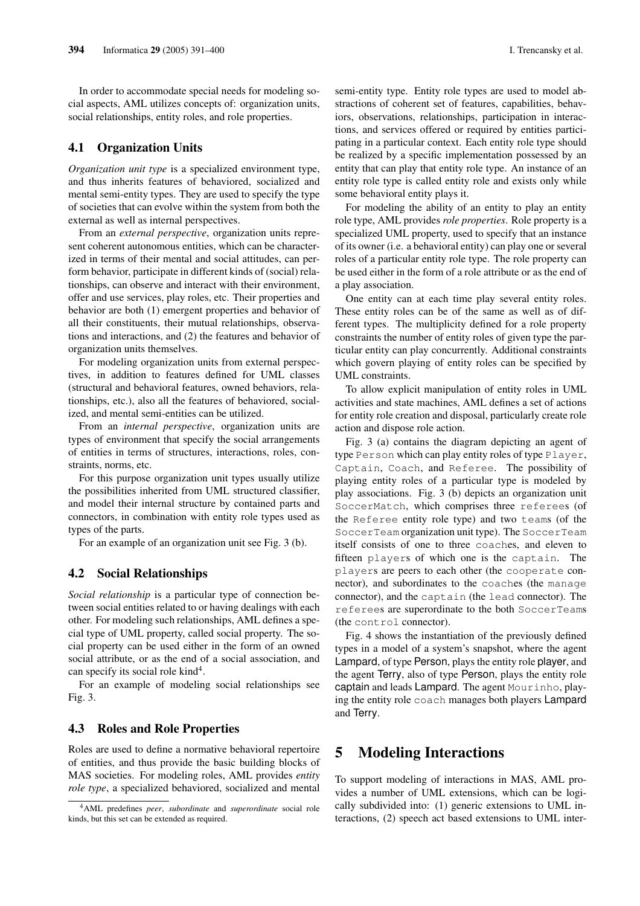In order to accommodate special needs for modeling social aspects, AML utilizes concepts of: organization units, social relationships, entity roles, and role properties.

### 4.1 Organization Units

*Organization unit type* is a specialized environment type, and thus inherits features of behaviored, socialized and mental semi-entity types. They are used to specify the type of societies that can evolve within the system from both the external as well as internal perspectives.

From an *external perspective*, organization units represent coherent autonomous entities, which can be characterized in terms of their mental and social attitudes, can perform behavior, participate in different kinds of (social) relationships, can observe and interact with their environment, offer and use services, play roles, etc. Their properties and behavior are both (1) emergent properties and behavior of all their constituents, their mutual relationships, observations and interactions, and (2) the features and behavior of organization units themselves.

For modeling organization units from external perspectives, in addition to features defined for UML classes (structural and behavioral features, owned behaviors, relationships, etc.), also all the features of behaviored, socialized, and mental semi-entities can be utilized.

From an *internal perspective*, organization units are types of environment that specify the social arrangements of entities in terms of structures, interactions, roles, constraints, norms, etc.

For this purpose organization unit types usually utilize the possibilities inherited from UML structured classifier, and model their internal structure by contained parts and connectors, in combination with entity role types used as types of the parts.

For an example of an organization unit see Fig. 3 (b).

### 4.2 Social Relationships

*Social relationship* is a particular type of connection between social entities related to or having dealings with each other. For modeling such relationships, AML defines a special type of UML property, called social property. The social property can be used either in the form of an owned social attribute, or as the end of a social association, and can specify its social role kind[4].

For an example of modeling social relationships see Fig. 3.

### 4.3 Roles and Role Properties

Roles are used to define a normative behavioral repertoire of entities, and thus provide the basic building blocks of MAS societies. For modeling roles, AML provides *entity role type*, a specialized behaviored, socialized and mental semi-entity type. Entity role types are used to model abstractions of coherent set of features, capabilities, behaviors, observations, relationships, participation in interactions, and services offered or required by entities participating in a particular context. Each entity role type should be realized by a specific implementation possessed by an entity that can play that entity role type. An instance of an entity role type is called entity role and exists only while some behavioral entity plays it.

For modeling the ability of an entity to play an entity role type, AML provides *role properties*. Role property is a specialized UML property, used to specify that an instance of its owner (i.e. a behavioral entity) can play one or several roles of a particular entity role type. The role property can be used either in the form of a role attribute or as the end of a play association.

One entity can at each time play several entity roles. These entity roles can be of the same as well as of different types. The multiplicity defined for a role property constraints the number of entity roles of given type the particular entity can play concurrently. Additional constraints which govern playing of entity roles can be specified by UML constraints.

To allow explicit manipulation of entity roles in UML activities and state machines, AML defines a set of actions for entity role creation and disposal, particularly create role action and dispose role action.

Fig. 3 (a) contains the diagram depicting an agent of type `Person` which can play entity roles of type `Player`, `Captain`, `Coach`, and `Referee`. The possibility of playing entity roles of a particular type is modeled by play associations. Fig. 3 (b) depicts an organization unit `SoccerMatch`, which comprises three `referee`s (of the `Referee` entity role type) and two `team`s (of the `SoccerTeam` organization unit type). The `SoccerTeam` itself consists of one to three `coach`es, and eleven to fifteen `player`s of which one is the `captain`. The `player`s are peers to each other (the `cooperate` connector), and subordinates to the `coach`es (the `manage` connector), and the `captain` (the `lead` connector). The `referee`s are superordinate to the both `SoccerTeam`s (the `control` connector).

Fig. 4 shows the instantiation of the previously defined types in a model of a system's snapshot, where the agent Lampard, of type Person, plays the entity role player, and the agent Terry, also of type Person, plays the entity role captain and leads Lampard. The agent `Mourinho`, playing the entity role `coach` manages both players Lampard and Terry.

## 5 Modeling Interactions

To support modeling of interactions in MAS, AML provides a number of UML extensions, which can be logically subdivided into: (1) generic extensions to UML interactions, (2) speech act based extensions to UML inter-

[4] AML predefines *peer*, *subordinate* and *superordinate* social role kinds, but this set can be extended as required.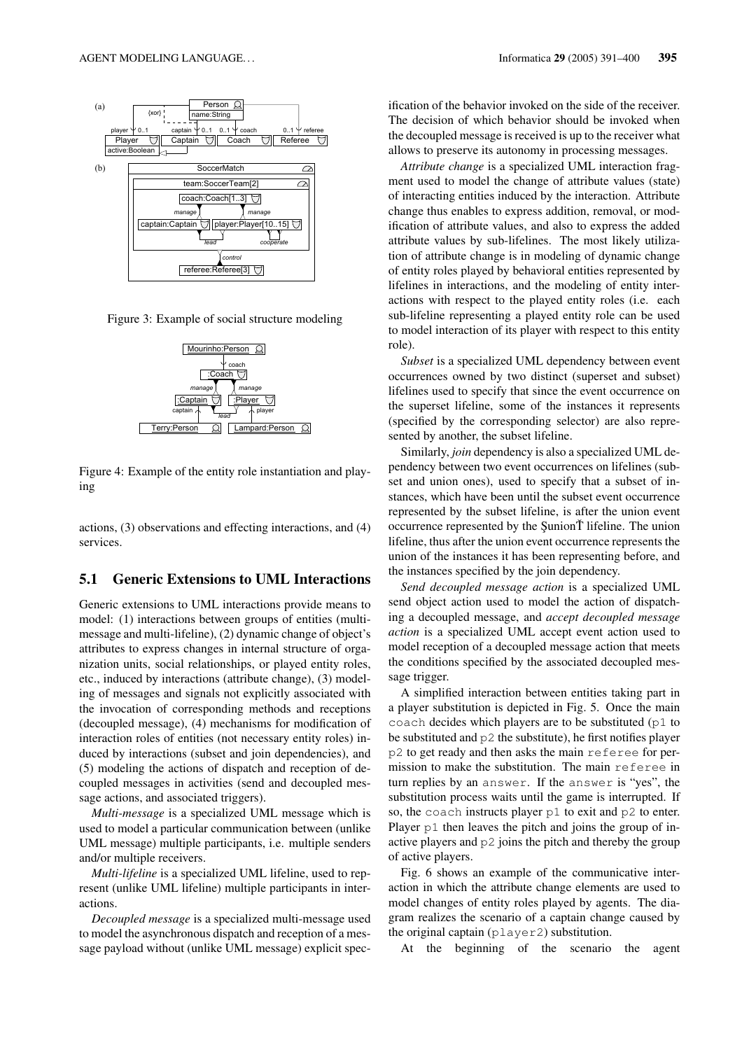Figure 3: Example of social structure modeling

Figure 4: Example of the entity role instantiation and playing

actions, (3) observations and effecting interactions, and (4) services.

## 5.1 Generic Extensions to UML Interactions

Generic extensions to UML interactions provide means to model: (1) interactions between groups of entities (multi-message and multi-lifeline), (2) dynamic change of object's attributes to express changes in internal structure of organization units, social relationships, or played entity roles, etc., induced by interactions (attribute change), (3) modeling of messages and signals not explicitly associated with the invocation of corresponding methods and receptions (decoupled message), (4) mechanisms for modification of interaction roles of entities (not necessary entity roles) induced by interactions (subset and join dependencies), and (5) modeling the actions of dispatch and reception of decoupled messages in activities (send and decoupled message actions, and associated triggers).

*Multi-message* is a specialized UML message which is used to model a particular communication between (unlike UML message) multiple participants, i.e. multiple senders and/or multiple receivers.

*Multi-lifeline* is a specialized UML lifeline, used to represent (unlike UML lifeline) multiple participants in interactions.

*Decoupled message* is a specialized multi-message used to model the asynchronous dispatch and reception of a message payload without (unlike UML message) explicit specification of the behavior invoked on the side of the receiver. The decision of which behavior should be invoked when the decoupled message is received is up to the receiver what allows to preserve its autonomy in processing messages.

*Attribute change* is a specialized UML interaction fragment used to model the change of attribute values (state) of interacting entities induced by the interaction. Attribute change thus enables to express addition, removal, or modification of attribute values, and also to express the added attribute values by sub-lifelines. The most likely utilization of attribute change is in modeling of dynamic change of entity roles played by behavioral entities represented by lifelines in interactions, and the modeling of entity interactions with respect to the played entity roles (i.e. each sub-lifeline representing a played entity role can be used to model interaction of its player with respect to this entity role).

*Subset* is a specialized UML dependency between event occurrences owned by two distinct (superset and subset) lifelines used to specify that since the event occurrence on the superset lifeline, some of the instances it represents (specified by the corresponding selector) are also represented by another, the subset lifeline.

Similarly, *join* dependency is also a specialized UML dependency between two event occurrences on lifelines (subset and union ones), used to specify that a subset of instances, which have been until the subset event occurrence represented by the subset lifeline, is after the union event occurrence represented by the ŞunionŤ lifeline. The union lifeline, thus after the union event occurrence represents the union of the instances it has been representing before, and the instances specified by the join dependency.

*Send decoupled message action* is a specialized UML send object action used to model the action of dispatching a decoupled message, and *accept decoupled message action* is a specialized UML accept event action used to model reception of a decoupled message action that meets the conditions specified by the associated decoupled message trigger.

A simplified interaction between entities taking part in a player substitution is depicted in Fig. 5. Once the main `coach` decides which players are to be substituted (`p1` to be substituted and `p2` the substitute), he first notifies player `p2` to get ready and then asks the main `referee` for permission to make the substitution. The main `referee` in turn replies by an `answer`. If the `answer` is "yes", the substitution process waits until the game is interrupted. If so, the `coach` instructs player `p1` to exit and `p2` to enter. Player `p1` then leaves the pitch and joins the group of inactive players and `p2` joins the pitch and thereby the group of active players.

Fig. 6 shows an example of the communicative interaction in which the attribute change elements are used to model changes of entity roles played by agents. The diagram realizes the scenario of a captain change caused by the original captain (`player2`) substitution.

At the beginning of the scenario the agent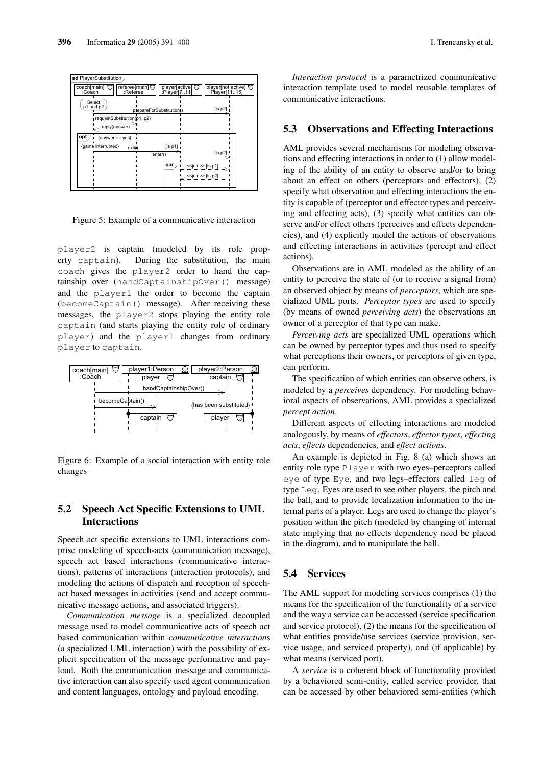Figure 5: Example of a communicative interaction

player2 is captain (modeled by its role property captain). During the substitution, the main coach gives the player2 order to hand the captainship over (handCaptainshipOver() message) and the player1 the order to become the captain (becomeCaptain() message). After receiving these messages, the player2 stops playing the entity role captain (and starts playing the entity role of ordinary player) and the player1 changes from ordinary player to captain.

Figure 6: Example of a social interaction with entity role changes

## 5.2 Speech Act Specific Extensions to UML Interactions

Speech act specific extensions to UML interactions comprise modeling of speech-acts (communication message), speech act based interactions (communicative interactions), patterns of interactions (interaction protocols), and modeling the actions of dispatch and reception of speech-act based messages in activities (send and accept communicative message actions, and associated triggers).

*Communication message* is a specialized decoupled message used to model communicative acts of speech act based communication within *communicative interaction*s (a specialized UML interaction) with the possibility of explicit specification of the message performative and payload. Both the communication message and communicative interaction can also specify used agent communication and content languages, ontology and payload encoding.

*Interaction protocol* is a parametrized communicative interaction template used to model reusable templates of communicative interactions.

## 5.3 Observations and Effecting Interactions

AML provides several mechanisms for modeling observations and effecting interactions in order to (1) allow modeling of the ability of an entity to observe and/or to bring about an effect on others (perceptors and effectors), (2) specify what observation and effecting interactions the entity is capable of (perceptor and effector types and perceiving and effecting acts), (3) specify what entities can observe and/or effect others (perceives and effects dependencies), and (4) explicitly model the actions of observations and effecting interactions in activities (percept and effect actions).

Observations are in AML modeled as the ability of an entity to perceive the state of (or to receive a signal from) an observed object by means of *perceptors*, which are specialized UML ports. *Perceptor types* are used to specify (by means of owned *perceiving acts*) the observations an owner of a perceptor of that type can make.

*Perceiving acts* are specialized UML operations which can be owned by perceptor types and thus used to specify what perceptions their owners, or perceptors of given type, can perform.

The specification of which entities can observe others, is modeled by a *perceives* dependency. For modeling behavioral aspects of observations, AML provides a specialized *percept action*.

Different aspects of effecting interactions are modeled analogously, by means of *effectors*, *effector types*, *effecting acts*, *effects* dependencies, and *effect actions*.

An example is depicted in Fig. 8 (a) which shows an entity role type Player with two eyes–perceptors called eye of type Eye, and two legs–effectors called leg of type Leg. Eyes are used to see other players, the pitch and the ball, and to provide localization information to the internal parts of a player. Legs are used to change the player's position within the pitch (modeled by changing of internal state implying that no effects dependency need be placed in the diagram), and to manipulate the ball.

## 5.4 Services

The AML support for modeling services comprises (1) the means for the specification of the functionality of a service and the way a service can be accessed (service specification and service protocol), (2) the means for the specification of what entities provide/use services (service provision, service usage, and serviced property), and (if applicable) by what means (serviced port).

A *service* is a coherent block of functionality provided by a behaviored semi-entity, called service provider, that can be accessed by other behaviored semi-entities (which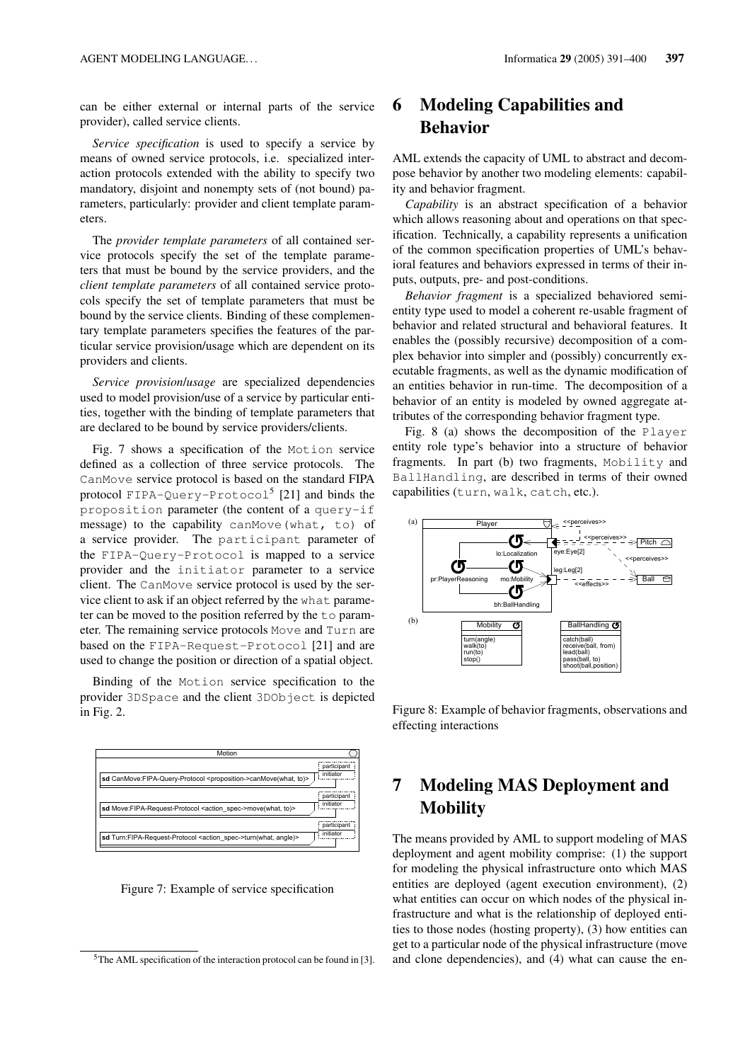can be either external or internal parts of the service provider), called service clients.

*Service specification* is used to specify a service by means of owned service protocols, i.e. specialized interaction protocols extended with the ability to specify two mandatory, disjoint and nonempty sets of (not bound) parameters, particularly: provider and client template parameters.

The *provider template parameters* of all contained service protocols specify the set of the template parameters that must be bound by the service providers, and the *client template parameters* of all contained service protocols specify the set of template parameters that must be bound by the service clients. Binding of these complementary template parameters specifies the features of the particular service provision/usage which are dependent on its providers and clients.

*Service provision/usage* are specialized dependencies used to model provision/use of a service by particular entities, together with the binding of template parameters that are declared to be bound by service providers/clients.

Fig. 7 shows a specification of the `Motion` service defined as a collection of three service protocols. The `CanMove` service protocol is based on the standard FIPA protocol `FIPA-Query-Protocol`[5] [21] and binds the `proposition` parameter (the content of a `query-if` message) to the capability `canMove(what, to)` of a service provider. The `participant` parameter of the `FIPA-Query-Protocol` is mapped to a service provider and the `initiator` parameter to a service client. The `CanMove` service protocol is used by the service client to ask if an object referred by the `what` parameter can be moved to the position referred by the `to` parameter. The remaining service protocols `Move` and `Turn` are based on the `FIPA-Request-Protocol` [21] and are used to change the position or direction of a spatial object.

Binding of the `Motion` service specification to the provider `3DSpace` and the client `3DObject` is depicted in Fig. 2.

Figure 7: Example of service specification

[5] The AML specification of the interaction protocol can be found in [3].

# 6 Modeling Capabilities and Behavior

AML extends the capacity of UML to abstract and decompose behavior by another two modeling elements: capability and behavior fragment.

*Capability* is an abstract specification of a behavior which allows reasoning about and operations on that specification. Technically, a capability represents a unification of the common specification properties of UML's behavioral features and behaviors expressed in terms of their inputs, outputs, pre- and post-conditions.

*Behavior fragment* is a specialized behaviored semi-entity type used to model a coherent re-usable fragment of behavior and related structural and behavioral features. It enables the (possibly recursive) decomposition of a complex behavior into simpler and (possibly) concurrently executable fragments, as well as the dynamic modification of an entities behavior in run-time. The decomposition of a behavior of an entity is modeled by owned aggregate attributes of the corresponding behavior fragment type.

Fig. 8 (a) shows the decomposition of the `Player` entity role type's behavior into a structure of behavior fragments. In part (b) two fragments, `Mobility` and `BallHandling`, are described in terms of their owned capabilities (`turn`, `walk`, `catch`, etc.).

Figure 8: Example of behavior fragments, observations and effecting interactions

# 7 Modeling MAS Deployment and Mobility

The means provided by AML to support modeling of MAS deployment and agent mobility comprise: (1) the support for modeling the physical infrastructure onto which MAS entities are deployed (agent execution environment), (2) what entities can occur on which nodes of the physical infrastructure and what is the relationship of deployed entities to those nodes (hosting property), (3) how entities can get to a particular node of the physical infrastructure (move and clone dependencies), and (4) what can cause the en-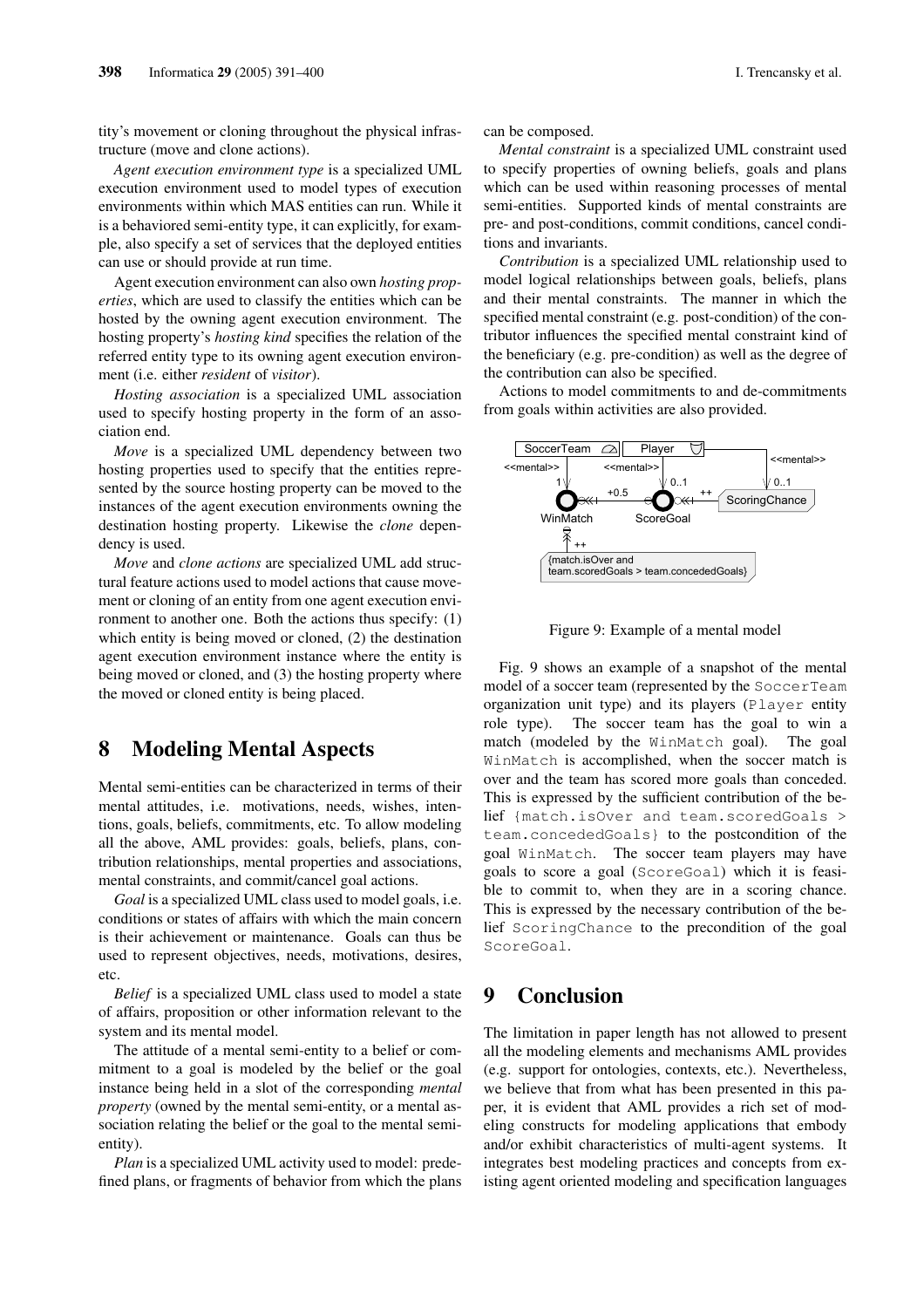tity's movement or cloning throughout the physical infrastructure (move and clone actions).

*Agent execution environment type* is a specialized UML execution environment used to model types of execution environments within which MAS entities can run. While it is a behaviored semi-entity type, it can explicitly, for example, also specify a set of services that the deployed entities can use or should provide at run time.

Agent execution environment can also own *hosting properties*, which are used to classify the entities which can be hosted by the owning agent execution environment. The hosting property's *hosting kind* specifies the relation of the referred entity type to its owning agent execution environment (i.e. either *resident* of *visitor*).

*Hosting association* is a specialized UML association used to specify hosting property in the form of an association end.

*Move* is a specialized UML dependency between two hosting properties used to specify that the entities represented by the source hosting property can be moved to the instances of the agent execution environments owning the destination hosting property. Likewise the *clone* dependency is used.

*Move* and *clone actions* are specialized UML add structural feature actions used to model actions that cause movement or cloning of an entity from one agent execution environment to another one. Both the actions thus specify: (1) which entity is being moved or cloned, (2) the destination agent execution environment instance where the entity is being moved or cloned, and (3) the hosting property where the moved or cloned entity is being placed.

## 8 Modeling Mental Aspects

Mental semi-entities can be characterized in terms of their mental attitudes, i.e. motivations, needs, wishes, intentions, goals, beliefs, commitments, etc. To allow modeling all the above, AML provides: goals, beliefs, plans, contribution relationships, mental properties and associations, mental constraints, and commit/cancel goal actions.

*Goal* is a specialized UML class used to model goals, i.e. conditions or states of affairs with which the main concern is their achievement or maintenance. Goals can thus be used to represent objectives, needs, motivations, desires, etc.

*Belief* is a specialized UML class used to model a state of affairs, proposition or other information relevant to the system and its mental model.

The attitude of a mental semi-entity to a belief or commitment to a goal is modeled by the belief or the goal instance being held in a slot of the corresponding *mental property* (owned by the mental semi-entity, or a mental association relating the belief or the goal to the mental semi-entity).

*Plan* is a specialized UML activity used to model: predefined plans, or fragments of behavior from which the plans can be composed.

*Mental constraint* is a specialized UML constraint used to specify properties of owning beliefs, goals and plans which can be used within reasoning processes of mental semi-entities. Supported kinds of mental constraints are pre- and post-conditions, commit conditions, cancel conditions and invariants.

*Contribution* is a specialized UML relationship used to model logical relationships between goals, beliefs, plans and their mental constraints. The manner in which the specified mental constraint (e.g. post-condition) of the contributor influences the specified mental constraint kind of the beneficiary (e.g. pre-condition) as well as the degree of the contribution can also be specified.

Actions to model commitments to and de-commitments from goals within activities are also provided.

Figure 9: Example of a mental model

Fig. 9 shows an example of a snapshot of the mental model of a soccer team (represented by the `SoccerTeam` organization unit type) and its players (`Player` entity role type). The soccer team has the goal to win a match (modeled by the `WinMatch` goal). The goal `WinMatch` is accomplished, when the soccer match is over and the team has scored more goals than conceded. This is expressed by the sufficient contribution of the belief `{match.isOver and team.scoredGoals > team.concededGoals}` to the postcondition of the goal `WinMatch`. The soccer team players may have goals to score a goal (`ScoreGoal`) which it is feasible to commit to, when they are in a scoring chance. This is expressed by the necessary contribution of the belief `ScoringChance` to the precondition of the goal `ScoreGoal`.

## 9 Conclusion

The limitation in paper length has not allowed to present all the modeling elements and mechanisms AML provides (e.g. support for ontologies, contexts, etc.). Nevertheless, we believe that from what has been presented in this paper, it is evident that AML provides a rich set of modeling constructs for modeling applications that embody and/or exhibit characteristics of multi-agent systems. It integrates best modeling practices and concepts from existing agent oriented modeling and specification languages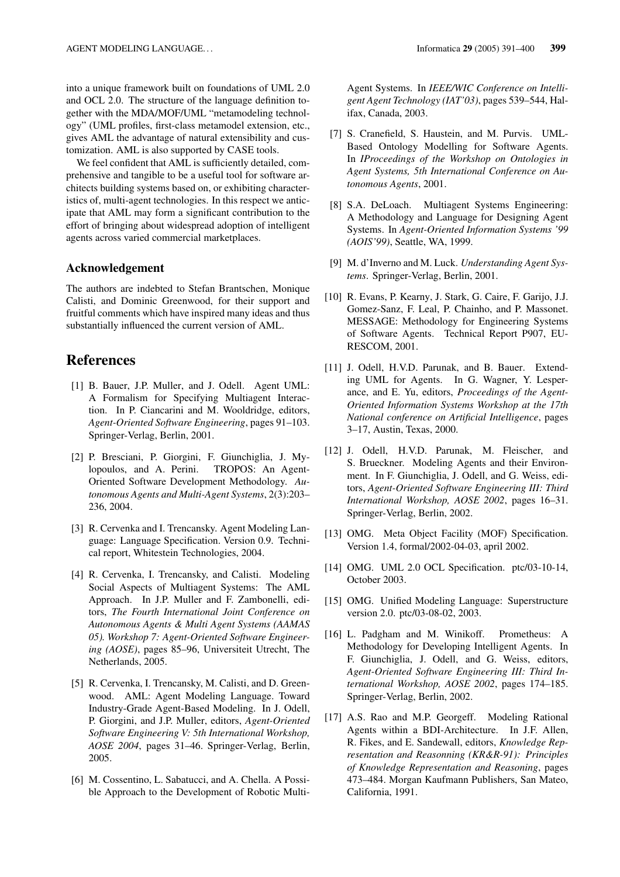into a unique framework built on foundations of UML 2.0 and OCL 2.0. The structure of the language definition together with the MDA/MOF/UML "metamodeling technology" (UML profiles, first-class metamodel extension, etc., gives AML the advantage of natural extensibility and customization. AML is also supported by CASE tools.

We feel confident that AML is sufficiently detailed, comprehensive and tangible to be a useful tool for software architects building systems based on, or exhibiting characteristics of, multi-agent technologies. In this respect we anticipate that AML may form a significant contribution to the effort of bringing about widespread adoption of intelligent agents across varied commercial marketplaces.

### Acknowledgement

The authors are indebted to Stefan Brantschen, Monique Calisti, and Dominic Greenwood, for their support and fruitful comments which have inspired many ideas and thus substantially influenced the current version of AML.

## References

[1] B. Bauer, J.P. Muller, and J. Odell. Agent UML: A Formalism for Specifying Multiagent Interaction. In P. Ciancarini and M. Wooldridge, editors, *Agent-Oriented Software Engineering*, pages 91–103. Springer-Verlag, Berlin, 2001.

[2] P. Bresciani, P. Giorgini, F. Giunchiglia, J. Mylopoulos, and A. Perini. TROPOS: An Agent-Oriented Software Development Methodology. *Autonomous Agents and Multi-Agent Systems*, 2(3):203–236, 2004.

[3] R. Cervenka and I. Trencansky. Agent Modeling Language: Language Specification. Version 0.9. Technical report, Whitestein Technologies, 2004.

[4] R. Cervenka, I. Trencansky, and Calisti. Modeling Social Aspects of Multiagent Systems: The AML Approach. In J.P. Muller and F. Zambonelli, editors, *The Fourth International Joint Conference on Autonomous Agents & Multi Agent Systems (AAMAS 05). Workshop 7: Agent-Oriented Software Engineering (AOSE)*, pages 85–96, Universiteit Utrecht, The Netherlands, 2005.

[5] R. Cervenka, I. Trencansky, M. Calisti, and D. Greenwood. AML: Agent Modeling Language. Toward Industry-Grade Agent-Based Modeling. In J. Odell, P. Giorgini, and J.P. Muller, editors, *Agent-Oriented Software Engineering V: 5th International Workshop, AOSE 2004*, pages 31–46. Springer-Verlag, Berlin, 2005.

[6] M. Cossentino, L. Sabatucci, and A. Chella. A Possible Approach to the Development of Robotic Multi-Agent Systems. In *IEEE/WIC Conference on Intelligent Agent Technology (IAT'03)*, pages 539–544, Halifax, Canada, 2003.

[7] S. Cranefield, S. Haustein, and M. Purvis. UML-Based Ontology Modelling for Software Agents. In *IProceedings of the Workshop on Ontologies in Agent Systems, 5th International Conference on Autonomous Agents*, 2001.

[8] S.A. DeLoach. Multiagent Systems Engineering: A Methodology and Language for Designing Agent Systems. In *Agent-Oriented Information Systems '99 (AOIS'99)*, Seattle, WA, 1999.

[9] M. d'Inverno and M. Luck. *Understanding Agent Systems*. Springer-Verlag, Berlin, 2001.

[10] R. Evans, P. Kearny, J. Stark, G. Caire, F. Garijo, J.J. Gomez-Sanz, F. Leal, P. Chainho, and P. Massonet. MESSAGE: Methodology for Engineering Systems of Software Agents. Technical Report P907, EURESCOM, 2001.

[11] J. Odell, H.V.D. Parunak, and B. Bauer. Extending UML for Agents. In G. Wagner, Y. Lesperance, and E. Yu, editors, *Proceedings of the Agent-Oriented Information Systems Workshop at the 17th National conference on Artificial Intelligence*, pages 3–17, Austin, Texas, 2000.

[12] J. Odell, H.V.D. Parunak, M. Fleischer, and S. Brueckner. Modeling Agents and their Environment. In F. Giunchiglia, J. Odell, and G. Weiss, editors, *Agent-Oriented Software Engineering III: Third International Workshop, AOSE 2002*, pages 16–31. Springer-Verlag, Berlin, 2002.

[13] OMG. Meta Object Facility (MOF) Specification. Version 1.4, formal/2002-04-03, april 2002.

[14] OMG. UML 2.0 OCL Specification. ptc/03-10-14, October 2003.

[15] OMG. Unified Modeling Language: Superstructure version 2.0. ptc/03-08-02, 2003.

[16] L. Padgham and M. Winikoff. Prometheus: A Methodology for Developing Intelligent Agents. In F. Giunchiglia, J. Odell, and G. Weiss, editors, *Agent-Oriented Software Engineering III: Third International Workshop, AOSE 2002*, pages 174–185. Springer-Verlag, Berlin, 2002.

[17] A.S. Rao and M.P. Georgeff. Modeling Rational Agents within a BDI-Architecture. In J.F. Allen, R. Fikes, and E. Sandewall, editors, *Knowledge Representation and Reasonning (KR&R-91): Principles of Knowledge Representation and Reasoning*, pages 473–484. Morgan Kaufmann Publishers, San Mateo, California, 1991.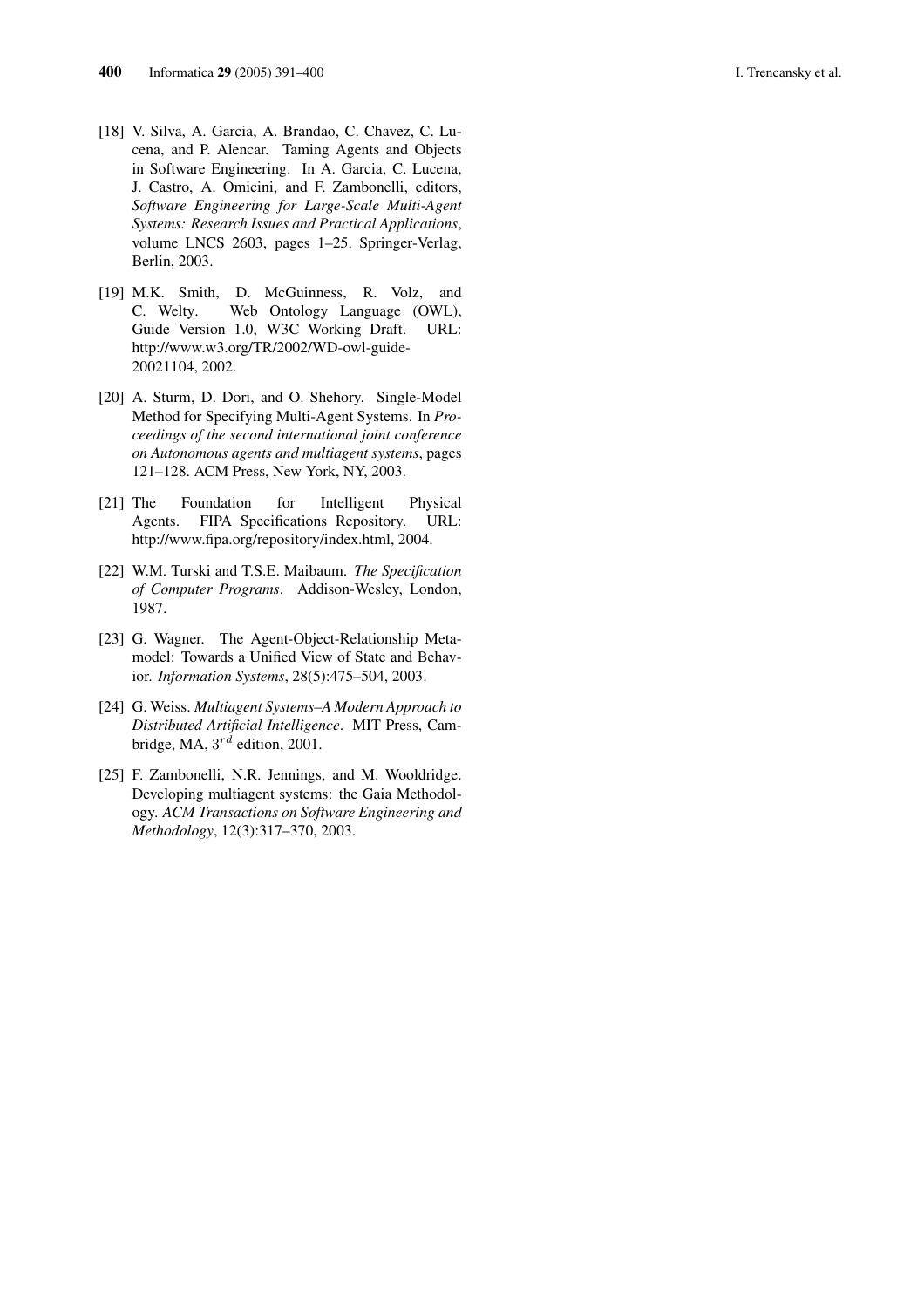[18] V. Silva, A. Garcia, A. Brandao, C. Chavez, C. Lucena, and P. Alencar. Taming Agents and Objects in Software Engineering. In A. Garcia, C. Lucena, J. Castro, A. Omicini, and F. Zambonelli, editors, *Software Engineering for Large-Scale Multi-Agent Systems: Research Issues and Practical Applications*, volume LNCS 2603, pages 1–25. Springer-Verlag, Berlin, 2003.

[19] M.K. Smith, D. McGuinness, R. Volz, and C. Welty. Web Ontology Language (OWL), Guide Version 1.0, W3C Working Draft. URL: http://www.w3.org/TR/2002/WD-owl-guide-20021104, 2002.

[20] A. Sturm, D. Dori, and O. Shehory. Single-Model Method for Specifying Multi-Agent Systems. In *Proceedings of the second international joint conference on Autonomous agents and multiagent systems*, pages 121–128. ACM Press, New York, NY, 2003.

[21] The Foundation for Intelligent Physical Agents. FIPA Specifications Repository. URL: http://www.fipa.org/repository/index.html, 2004.

[22] W.M. Turski and T.S.E. Maibaum. *The Specification of Computer Programs*. Addison-Wesley, London, 1987.

[23] G. Wagner. The Agent-Object-Relationship Metamodel: Towards a Unified View of State and Behavior. *Information Systems*, 28(5):475–504, 2003.

[24] G. Weiss. *Multiagent Systems–A Modern Approach to Distributed Artificial Intelligence*. MIT Press, Cambridge, MA, $3^{rd}$ edition, 2001.

[25] F. Zambonelli, N.R. Jennings, and M. Wooldridge. Developing multiagent systems: the Gaia Methodology. *ACM Transactions on Software Engineering and Methodology*, 12(3):317–370, 2003.